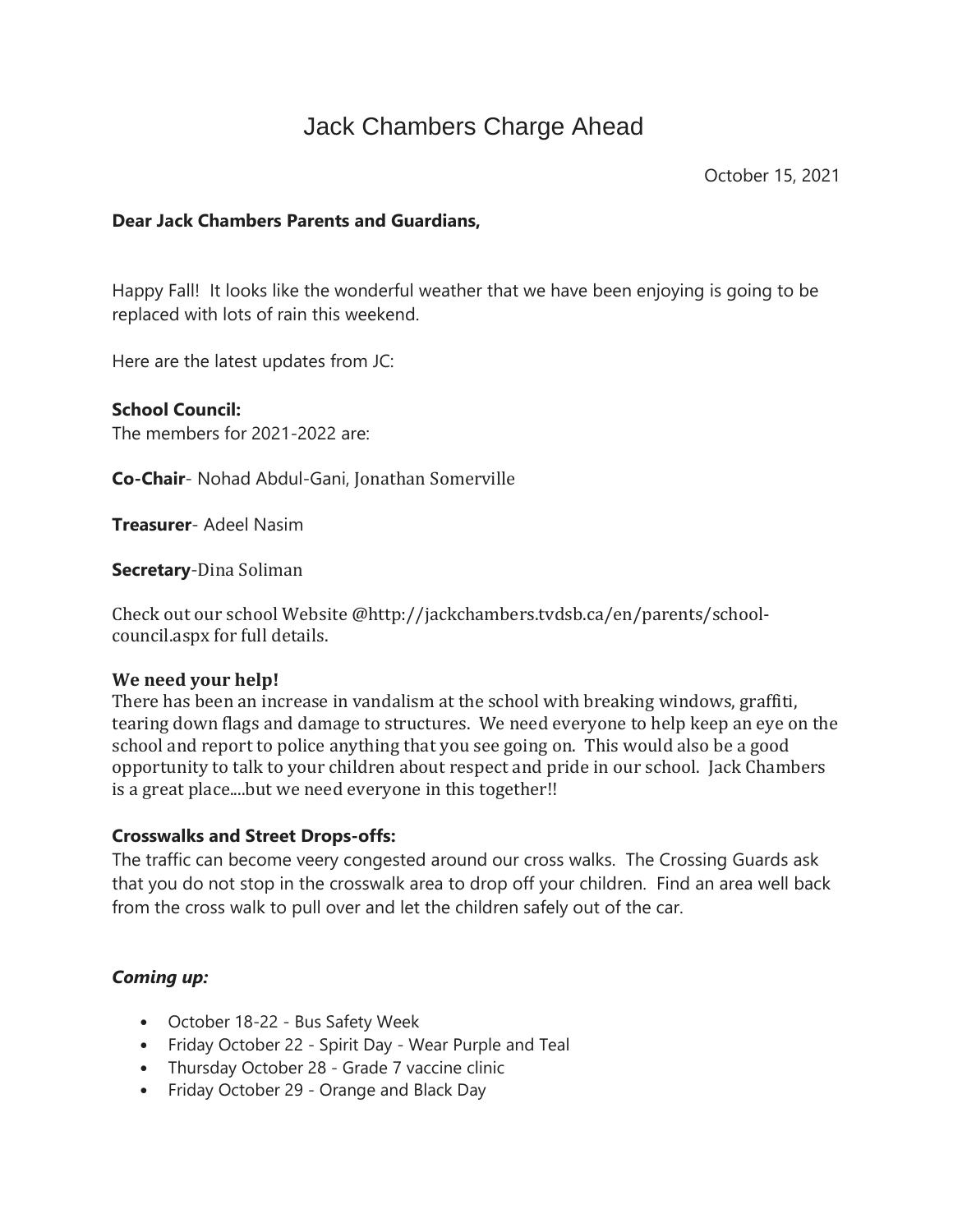# Jack Chambers Charge Ahead

October 15, 2021

**Dear Jack Chambers Parents and Guardians,**

Happy Fall! It looks like the wonderful weather that we have been enjoying is going to be replaced with lots of rain this weekend.

Here are the latest updates from JC:

**School Council:**
The members for 2021-2022 are:

**Co-Chair**- Nohad Abdul-Gani, Jonathan Somerville

**Treasurer**- Adeel Nasim

**Secretary**-Dina Soliman

Check out our school Website @http://jackchambers.tvdsb.ca/en/parents/school-council.aspx for full details.

**We need your help!**
There has been an increase in vandalism at the school with breaking windows, graffiti, tearing down flags and damage to structures. We need everyone to help keep an eye on the school and report to police anything that you see going on. This would also be a good opportunity to talk to your children about respect and pride in our school. Jack Chambers is a great place....but we need everyone in this together!!

**Crosswalks and Street Drops-offs:**
The traffic can become veery congested around our cross walks. The Crossing Guards ask that you do not stop in the crosswalk area to drop off your children. Find an area well back from the cross walk to pull over and let the children safely out of the car.

***Coming up:***

- October 18-22 - Bus Safety Week
- Friday October 22 - Spirit Day - Wear Purple and Teal
- Thursday October 28 - Grade 7 vaccine clinic
- Friday October 29 - Orange and Black Day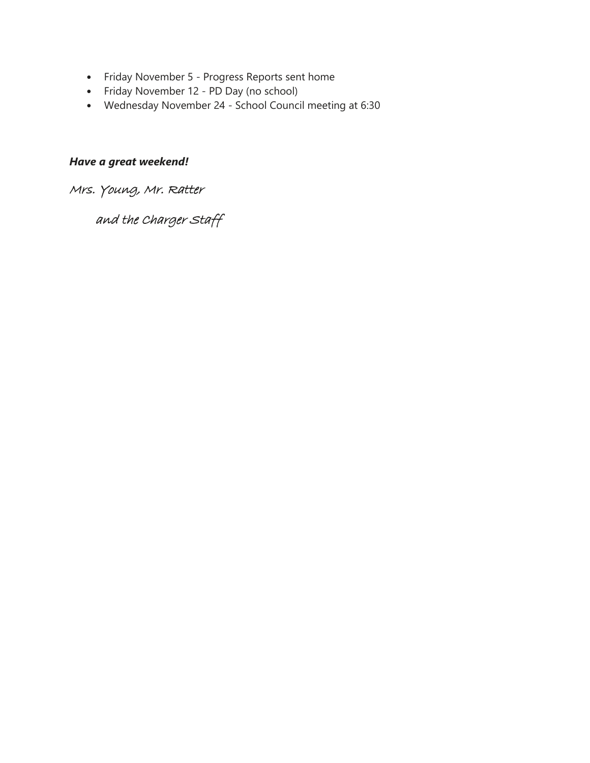- Friday November 5 - Progress Reports sent home
- Friday November 12 - PD Day (no school)
- Wednesday November 24 - School Council meeting at 6:30

***Have a great weekend!***

Mrs. Young, Mr. Ratter

and the Charger Staff